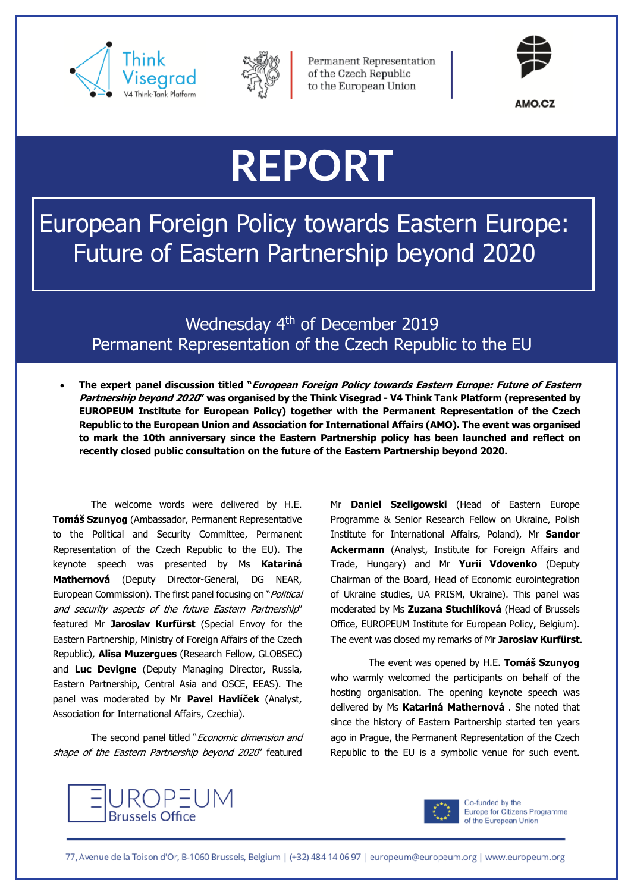Think Visegrad
V4 Think-Tank Platform

Permanent Representation of the Czech Republic to the European Union

AMO.CZ

# REPORT

## European Foreign Policy towards Eastern Europe: Future of Eastern Partnership beyond 2020

Wednesday 4th of December 2019
Permanent Representation of the Czech Republic to the EU

- **The expert panel discussion titled "*European Foreign Policy towards Eastern Europe: Future of Eastern Partnership beyond 2020*" was organised by the Think Visegrad - V4 Think Tank Platform (represented by EUROPEUM Institute for European Policy) together with the Permanent Representation of the Czech Republic to the European Union and Association for International Affairs (AMO). The event was organised to mark the 10th anniversary since the Eastern Partnership policy has been launched and reflect on recently closed public consultation on the future of the Eastern Partnership beyond 2020.**

The welcome words were delivered by H.E. **Tomáš Szunyog** (Ambassador, Permanent Representative to the Political and Security Committee, Permanent Representation of the Czech Republic to the EU). The keynote speech was presented by Ms **Katariná Mathernová** (Deputy Director-General, DG NEAR, European Commission). The first panel focusing on "*Political and security aspects of the future Eastern Partnership*" featured Mr **Jaroslav Kurfürst** (Special Envoy for the Eastern Partnership, Ministry of Foreign Affairs of the Czech Republic), **Alisa Muzergues** (Research Fellow, GLOBSEC) and **Luc Devigne** (Deputy Managing Director, Russia, Eastern Partnership, Central Asia and OSCE, EEAS). The panel was moderated by Mr **Pavel Havlíček** (Analyst, Association for International Affairs, Czechia).

The second panel titled "*Economic dimension and shape of the Eastern Partnership beyond 2020*" featured Mr **Daniel Szeligowski** (Head of Eastern Europe Programme & Senior Research Fellow on Ukraine, Polish Institute for International Affairs, Poland), Mr **Sandor Ackermann** (Analyst, Institute for Foreign Affairs and Trade, Hungary) and Mr **Yurii Vdovenko** (Deputy Chairman of the Board, Head of Economic eurointegration of Ukraine studies, UA PRISM, Ukraine). This panel was moderated by Ms **Zuzana Stuchlíková** (Head of Brussels Office, EUROPEUM Institute for European Policy, Belgium). The event was closed my remarks of Mr **Jaroslav Kurfürst**.

The event was opened by H.E. **Tomáš Szunyog** who warmly welcomed the participants on behalf of the hosting organisation. The opening keynote speech was delivered by Ms **Katariná Mathernová** . She noted that since the history of Eastern Partnership started ten years ago in Prague, the Permanent Representation of the Czech Republic to the EU is a symbolic venue for such event.

EUROPEUM Brussels Office

Co-funded by the Europe for Citizens Programme of the European Union

77, Avenue de la Toison d'Or, B-1060 Brussels, Belgium | (+32) 484 14 06 97 | europeum@europeum.org | www.europeum.org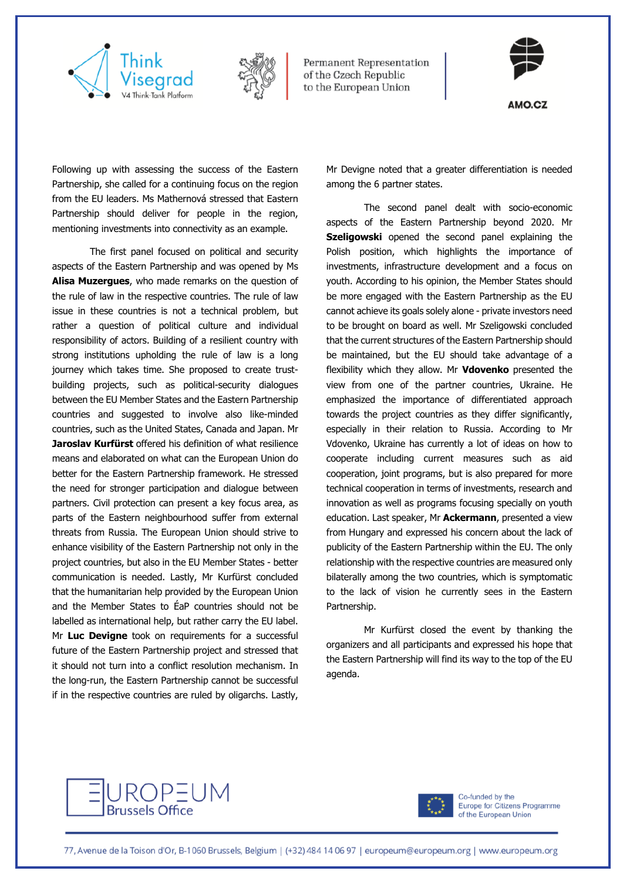Following up with assessing the success of the Eastern Partnership, she called for a continuing focus on the region from the EU leaders. Ms Mathernová stressed that Eastern Partnership should deliver for people in the region, mentioning investments into connectivity as an example.

The first panel focused on political and security aspects of the Eastern Partnership and was opened by Ms **Alisa Muzergues**, who made remarks on the question of the rule of law in the respective countries. The rule of law issue in these countries is not a technical problem, but rather a question of political culture and individual responsibility of actors. Building of a resilient country with strong institutions upholding the rule of law is a long journey which takes time. She proposed to create trust-building projects, such as political-security dialogues between the EU Member States and the Eastern Partnership countries and suggested to involve also like-minded countries, such as the United States, Canada and Japan. Mr **Jaroslav Kurfürst** offered his definition of what resilience means and elaborated on what can the European Union do better for the Eastern Partnership framework. He stressed the need for stronger participation and dialogue between partners. Civil protection can present a key focus area, as parts of the Eastern neighbourhood suffer from external threats from Russia. The European Union should strive to enhance visibility of the Eastern Partnership not only in the project countries, but also in the EU Member States - better communication is needed. Lastly, Mr Kurfürst concluded that the humanitarian help provided by the European Union and the Member States to ÉaP countries should not be labelled as international help, but rather carry the EU label. Mr **Luc Devigne** took on requirements for a successful future of the Eastern Partnership project and stressed that it should not turn into a conflict resolution mechanism. In the long-run, the Eastern Partnership cannot be successful if in the respective countries are ruled by oligarchs. Lastly, Mr Devigne noted that a greater differentiation is needed among the 6 partner states.

The second panel dealt with socio-economic aspects of the Eastern Partnership beyond 2020. Mr **Szeligowski** opened the second panel explaining the Polish position, which highlights the importance of investments, infrastructure development and a focus on youth. According to his opinion, the Member States should be more engaged with the Eastern Partnership as the EU cannot achieve its goals solely alone - private investors need to be brought on board as well. Mr Szeligowski concluded that the current structures of the Eastern Partnership should be maintained, but the EU should take advantage of a flexibility which they allow. Mr **Vdovenko** presented the view from one of the partner countries, Ukraine. He emphasized the importance of differentiated approach towards the project countries as they differ significantly, especially in their relation to Russia. According to Mr Vdovenko, Ukraine has currently a lot of ideas on how to cooperate including current measures such as aid cooperation, joint programs, but is also prepared for more technical cooperation in terms of investments, research and innovation as well as programs focusing specially on youth education. Last speaker, Mr **Ackermann**, presented a view from Hungary and expressed his concern about the lack of publicity of the Eastern Partnership within the EU. The only relationship with the respective countries are measured only bilaterally among the two countries, which is symptomatic to the lack of vision he currently sees in the Eastern Partnership.

Mr Kurfürst closed the event by thanking the organizers and all participants and expressed his hope that the Eastern Partnership will find its way to the top of the EU agenda.